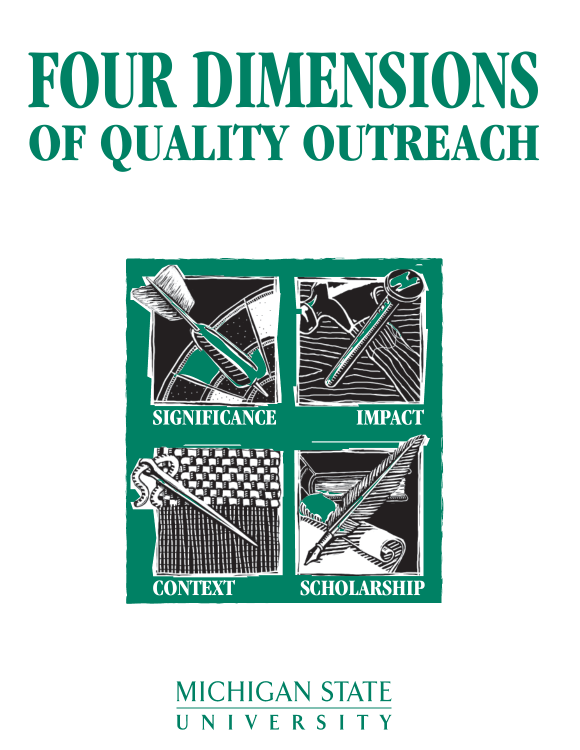# FOUR DIMENSIONS
## OF QUALITY OUTREACH

SIGNIFICANCE

IMPACT

CONTEXT

SCHOLARSHIP

MICHIGAN STATE
UNIVERSITY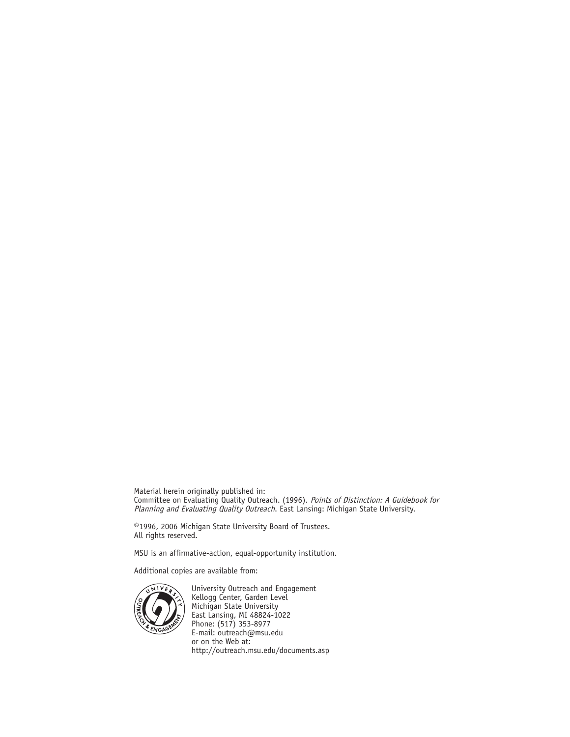Material herein originally published in:
Committee on Evaluating Quality Outreach. (1996). *Points of Distinction: A Guidebook for Planning and Evaluating Quality Outreach*. East Lansing: Michigan State University.

©1996, 2006 Michigan State University Board of Trustees.
All rights reserved.

MSU is an affirmative-action, equal-opportunity institution.

Additional copies are available from:

University Outreach and Engagement
Kellogg Center, Garden Level
Michigan State University
East Lansing, MI 48824-1022
Phone: (517) 353-8977
E-mail: outreach@msu.edu
or on the Web at:
http://outreach.msu.edu/documents.asp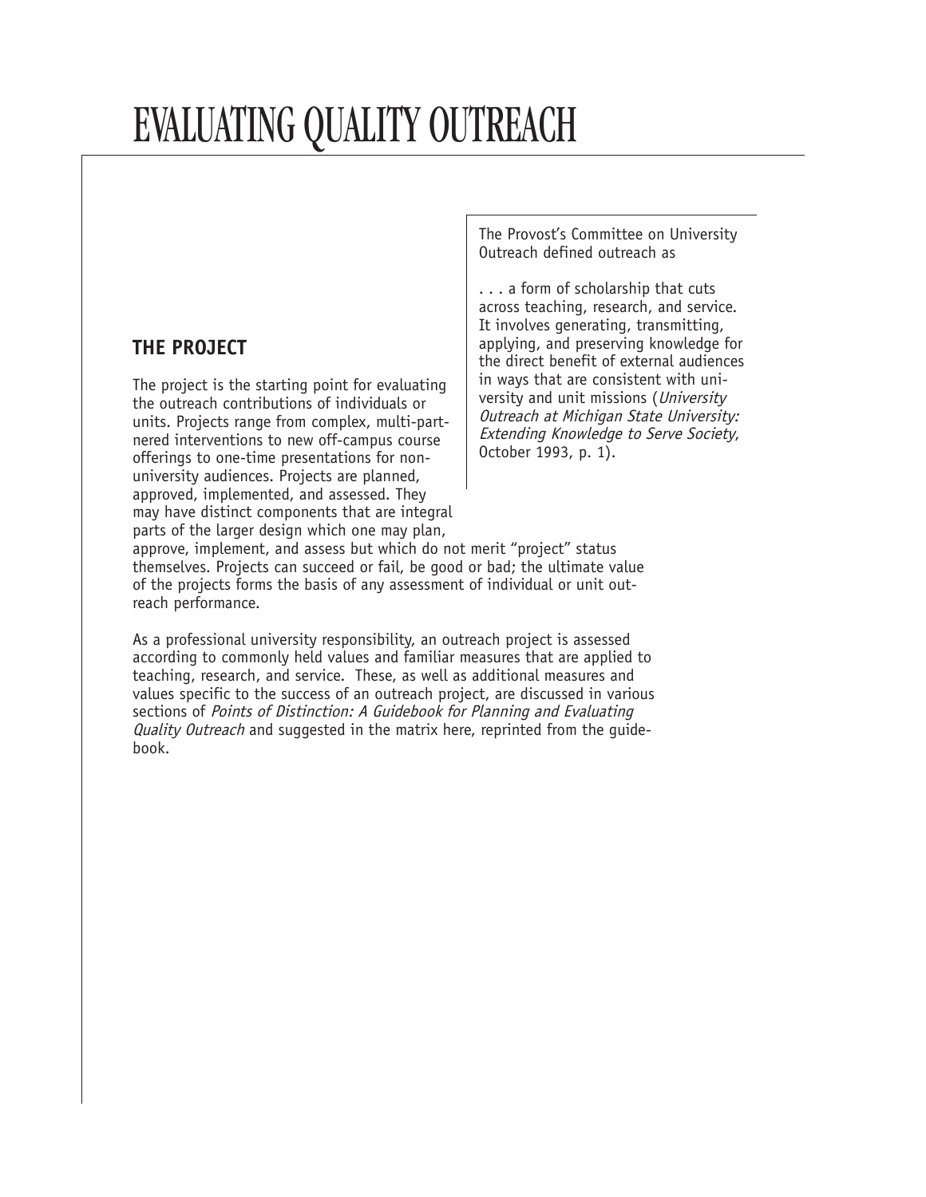# EVALUATING QUALITY OUTREACH

The Provost's Committee on University Outreach defined outreach as

. . . a form of scholarship that cuts across teaching, research, and service. It involves generating, transmitting, applying, and preserving knowledge for the direct benefit of external audiences in ways that are consistent with university and unit missions (*University Outreach at Michigan State University: Extending Knowledge to Serve Society*, October 1993, p. 1).

## THE PROJECT

The project is the starting point for evaluating the outreach contributions of individuals or units. Projects range from complex, multi-partnered interventions to new off-campus course offerings to one-time presentations for non-university audiences. Projects are planned, approved, implemented, and assessed. They may have distinct components that are integral parts of the larger design which one may plan, approve, implement, and assess but which do not merit "project" status themselves. Projects can succeed or fail, be good or bad; the ultimate value of the projects forms the basis of any assessment of individual or unit outreach performance.

As a professional university responsibility, an outreach project is assessed according to commonly held values and familiar measures that are applied to teaching, research, and service. These, as well as additional measures and values specific to the success of an outreach project, are discussed in various sections of *Points of Distinction: A Guidebook for Planning and Evaluating Quality Outreach* and suggested in the matrix here, reprinted from the guidebook.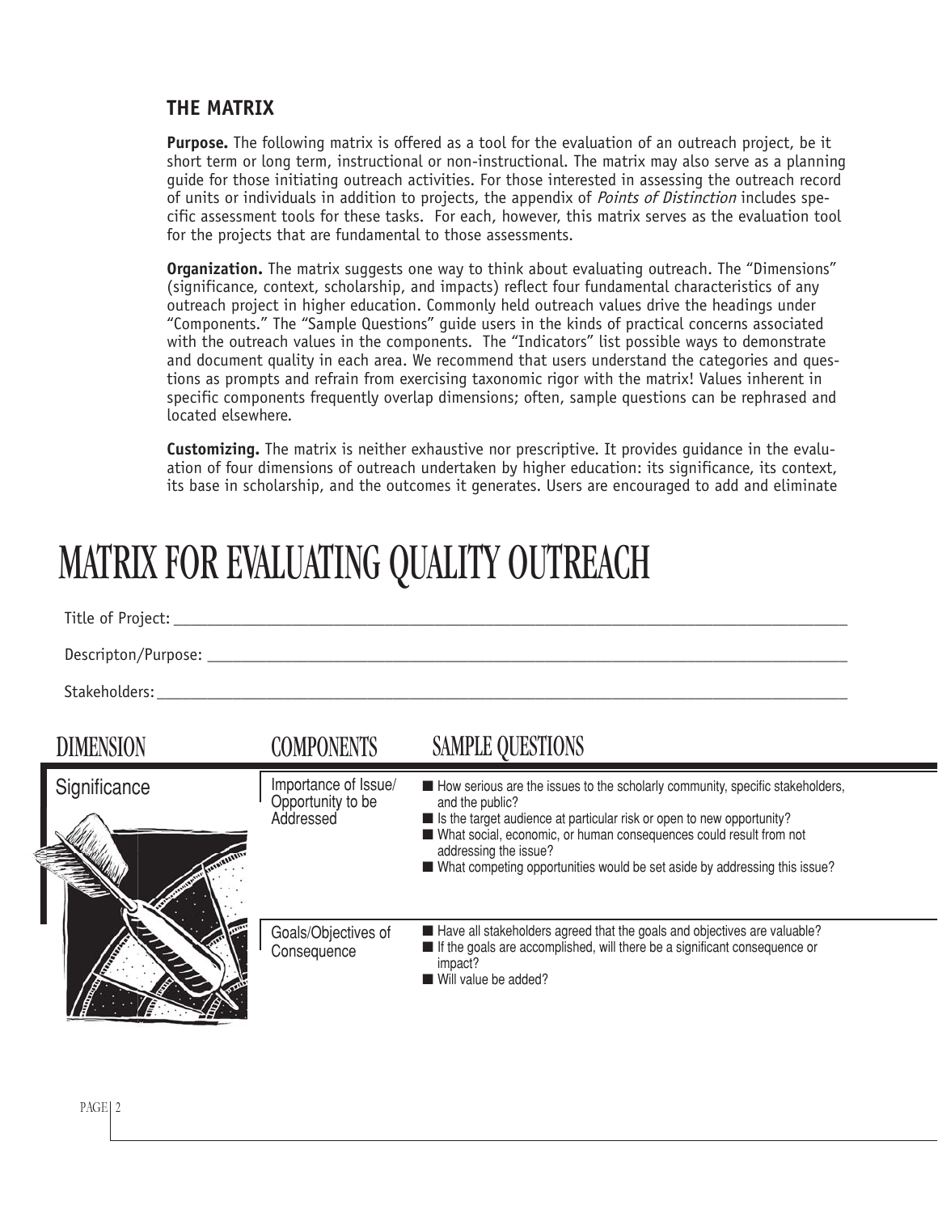## THE MATRIX

**Purpose.** The following matrix is offered as a tool for the evaluation of an outreach project, be it short term or long term, instructional or non-instructional. The matrix may also serve as a planning guide for those initiating outreach activities. For those interested in assessing the outreach record of units or individuals in addition to projects, the appendix of *Points of Distinction* includes specific assessment tools for these tasks. For each, however, this matrix serves as the evaluation tool for the projects that are fundamental to those assessments.

**Organization.** The matrix suggests one way to think about evaluating outreach. The "Dimensions" (significance, context, scholarship, and impacts) reflect four fundamental characteristics of any outreach project in higher education. Commonly held outreach values drive the headings under "Components." The "Sample Questions" guide users in the kinds of practical concerns associated with the outreach values in the components. The "Indicators" list possible ways to demonstrate and document quality in each area. We recommend that users understand the categories and questions as prompts and refrain from exercising taxonomic rigor with the matrix! Values inherent in specific components frequently overlap dimensions; often, sample questions can be rephrased and located elsewhere.

**Customizing.** The matrix is neither exhaustive nor prescriptive. It provides guidance in the evaluation of four dimensions of outreach undertaken by higher education: its significance, its context, its base in scholarship, and the outcomes it generates. Users are encouraged to add and eliminate

# MATRIX FOR EVALUATING QUALITY OUTREACH

Title of Project: ______________________________________________

Descripton/Purpose: ______________________________________________

Stakeholders: ______________________________________________

| DIMENSION | COMPONENTS | SAMPLE QUESTIONS |
|---|---|---|
| Significance | Importance of Issue/ Opportunity to be Addressed | ■ How serious are the issues to the scholarly community, specific stakeholders, and the public?<br>■ Is the target audience at particular risk or open to new opportunity?<br>■ What social, economic, or human consequences could result from not addressing the issue?<br>■ What competing opportunities would be set aside by addressing this issue? |
| | Goals/Objectives of Consequence | ■ Have all stakeholders agreed that the goals and objectives are valuable?<br>■ If the goals are accomplished, will there be a significant consequence or impact?<br>■ Will value be added? |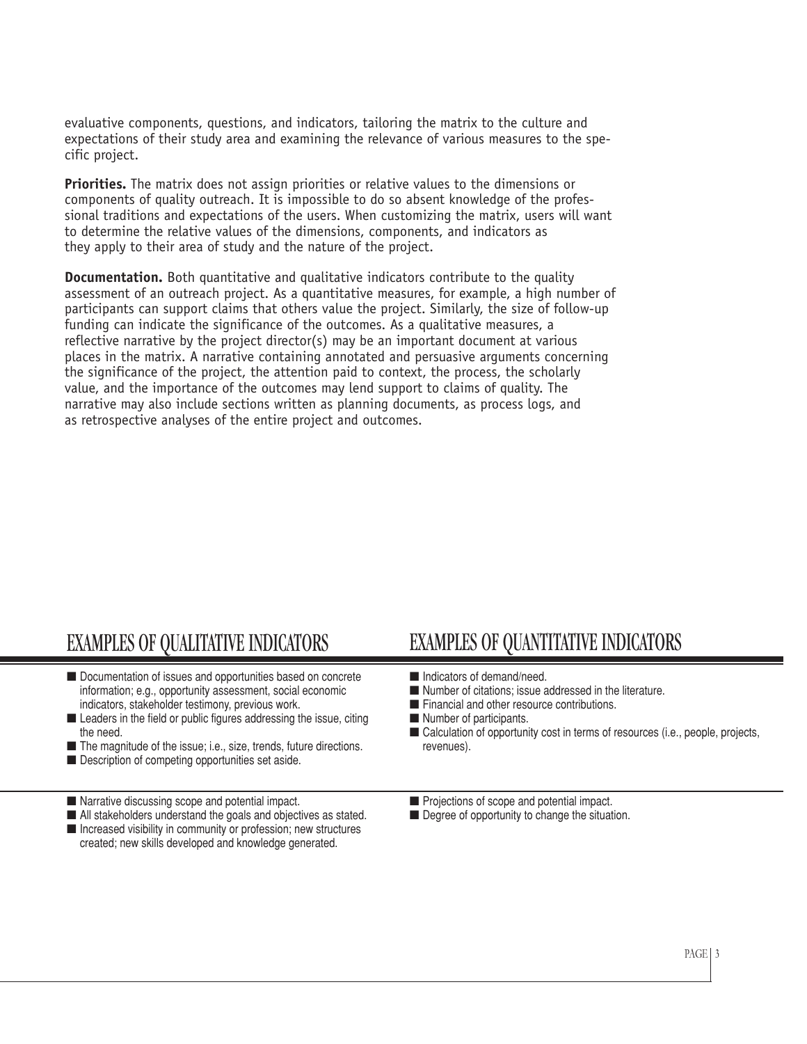evaluative components, questions, and indicators, tailoring the matrix to the culture and expectations of their study area and examining the relevance of various measures to the specific project.

**Priorities.** The matrix does not assign priorities or relative values to the dimensions or components of quality outreach. It is impossible to do so absent knowledge of the professional traditions and expectations of the users. When customizing the matrix, users will want to determine the relative values of the dimensions, components, and indicators as they apply to their area of study and the nature of the project.

**Documentation.** Both quantitative and qualitative indicators contribute to the quality assessment of an outreach project. As a quantitative measures, for example, a high number of participants can support claims that others value the project. Similarly, the size of follow-up funding can indicate the significance of the outcomes. As a qualitative measures, a reflective narrative by the project director(s) may be an important document at various places in the matrix. A narrative containing annotated and persuasive arguments concerning the significance of the project, the attention paid to context, the process, the scholarly value, and the importance of the outcomes may lend support to claims of quality. The narrative may also include sections written as planning documents, as process logs, and as retrospective analyses of the entire project and outcomes.

| EXAMPLES OF QUALITATIVE INDICATORS | EXAMPLES OF QUANTITATIVE INDICATORS |
| --- | --- |
| ■ Documentation of issues and opportunities based on concrete information; e.g., opportunity assessment, social economic indicators, stakeholder testimony, previous work.<br>■ Leaders in the field or public figures addressing the issue, citing the need.<br>■ The magnitude of the issue; i.e., size, trends, future directions.<br>■ Description of competing opportunities set aside. | ■ Indicators of demand/need.<br>■ Number of citations; issue addressed in the literature.<br>■ Financial and other resource contributions.<br>■ Number of participants.<br>■ Calculation of opportunity cost in terms of resources (i.e., people, projects, revenues). |
| ■ Narrative discussing scope and potential impact.<br>■ All stakeholders understand the goals and objectives as stated.<br>■ Increased visibility in community or profession; new structures created; new skills developed and knowledge generated. | ■ Projections of scope and potential impact.<br>■ Degree of opportunity to change the situation. |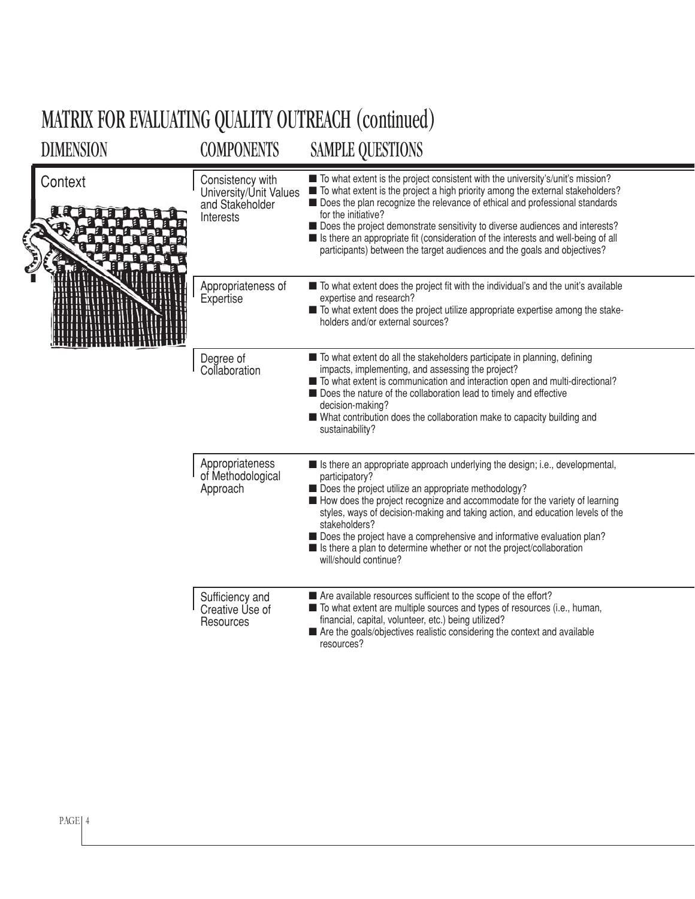# MATRIX FOR EVALUATING QUALITY OUTREACH (continued)

| DIMENSION | COMPONENTS | SAMPLE QUESTIONS |
| --- | --- | --- |
| Context | Consistency with University/Unit Values and Stakeholder Interests | ■ To what extent is the project consistent with the university's/unit's mission?<br>■ To what extent is the project a high priority among the external stakeholders?<br>■ Does the plan recognize the relevance of ethical and professional standards for the initiative?<br>■ Does the project demonstrate sensitivity to diverse audiences and interests?<br>■ Is there an appropriate fit (consideration of the interests and well-being of all participants) between the target audiences and the goals and objectives? |
| | Appropriateness of Expertise | ■ To what extent does the project fit with the individual's and the unit's available expertise and research?<br>■ To what extent does the project utilize appropriate expertise among the stakeholders and/or external sources? |
| | Degree of Collaboration | ■ To what extent do all the stakeholders participate in planning, defining impacts, implementing, and assessing the project?<br>■ To what extent is communication and interaction open and multi-directional?<br>■ Does the nature of the collaboration lead to timely and effective decision-making?<br>■ What contribution does the collaboration make to capacity building and sustainability? |
| | Appropriateness of Methodological Approach | ■ Is there an appropriate approach underlying the design; i.e., developmental, participatory?<br>■ Does the project utilize an appropriate methodology?<br>■ How does the project recognize and accommodate for the variety of learning styles, ways of decision-making and taking action, and education levels of the stakeholders?<br>■ Does the project have a comprehensive and informative evaluation plan?<br>■ Is there a plan to determine whether or not the project/collaboration will/should continue? |
| | Sufficiency and Creative Use of Resources | ■ Are available resources sufficient to the scope of the effort?<br>■ To what extent are multiple sources and types of resources (i.e., human, financial, capital, volunteer, etc.) being utilized?<br>■ Are the goals/objectives realistic considering the context and available resources? |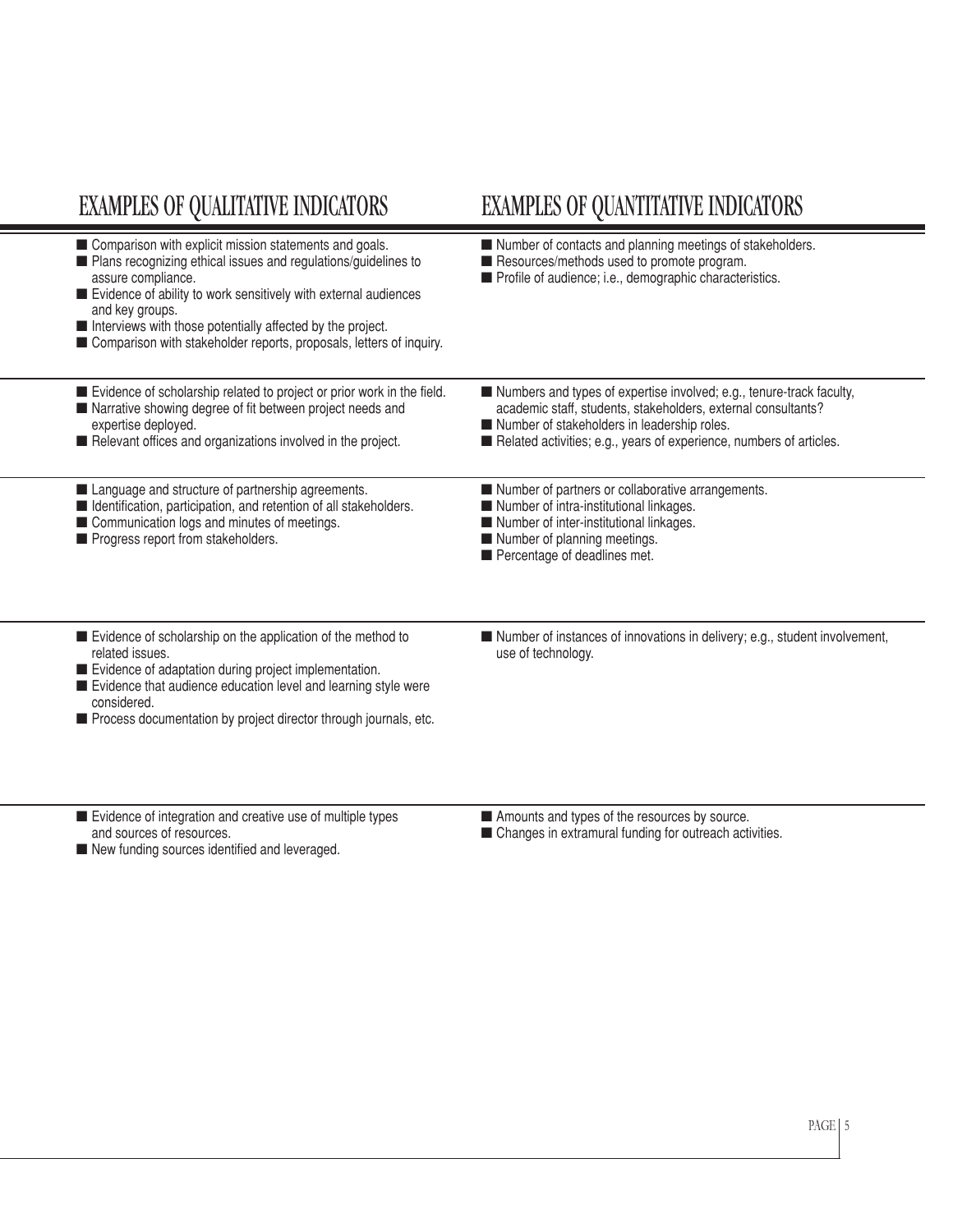| EXAMPLES OF QUALITATIVE INDICATORS | EXAMPLES OF QUANTITATIVE INDICATORS |
|---|---|
| ■ Comparison with explicit mission statements and goals.<br>■ Plans recognizing ethical issues and regulations/guidelines to assure compliance.<br>■ Evidence of ability to work sensitively with external audiences and key groups.<br>■ Interviews with those potentially affected by the project.<br>■ Comparison with stakeholder reports, proposals, letters of inquiry. | ■ Number of contacts and planning meetings of stakeholders.<br>■ Resources/methods used to promote program.<br>■ Profile of audience; i.e., demographic characteristics. |
| ■ Evidence of scholarship related to project or prior work in the field.<br>■ Narrative showing degree of fit between project needs and expertise deployed.<br>■ Relevant offices and organizations involved in the project. | ■ Numbers and types of expertise involved; e.g., tenure-track faculty, academic staff, students, stakeholders, external consultants?<br>■ Number of stakeholders in leadership roles.<br>■ Related activities; e.g., years of experience, numbers of articles. |
| ■ Language and structure of partnership agreements.<br>■ Identification, participation, and retention of all stakeholders.<br>■ Communication logs and minutes of meetings.<br>■ Progress report from stakeholders. | ■ Number of partners or collaborative arrangements.<br>■ Number of intra-institutional linkages.<br>■ Number of inter-institutional linkages.<br>■ Number of planning meetings.<br>■ Percentage of deadlines met. |
| ■ Evidence of scholarship on the application of the method to related issues.<br>■ Evidence of adaptation during project implementation.<br>■ Evidence that audience education level and learning style were considered.<br>■ Process documentation by project director through journals, etc. | ■ Number of instances of innovations in delivery; e.g., student involvement, use of technology. |
| ■ Evidence of integration and creative use of multiple types and sources of resources.<br>■ New funding sources identified and leveraged. | ■ Amounts and types of the resources by source.<br>■ Changes in extramural funding for outreach activities. |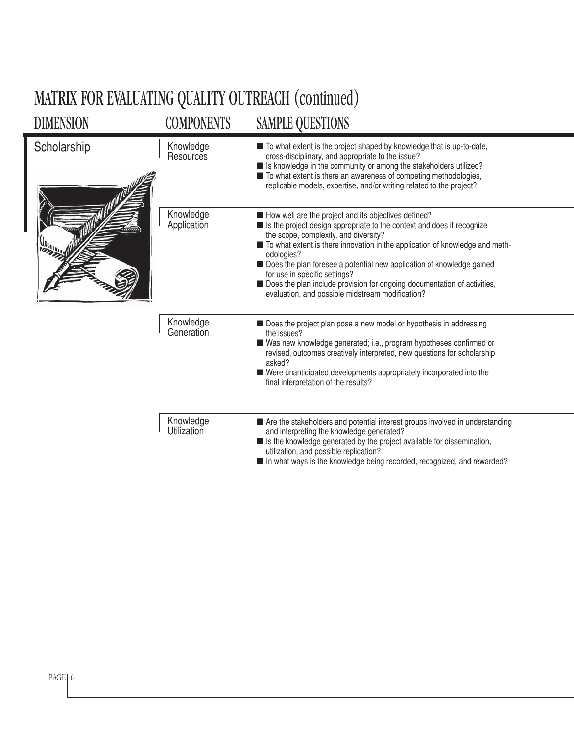# MATRIX FOR EVALUATING QUALITY OUTREACH (continued)

| DIMENSION | COMPONENTS | SAMPLE QUESTIONS |
| --- | --- | --- |
| Scholarship | Knowledge Resources | ■ To what extent is the project shaped by knowledge that is up-to-date, cross-disciplinary, and appropriate to the issue?<br>■ Is knowledge in the community or among the stakeholders utilized?<br>■ To what extent is there an awareness of competing methodologies, replicable models, expertise, and/or writing related to the project? |
| | Knowledge Application | ■ How well are the project and its objectives defined?<br>■ Is the project design appropriate to the context and does it recognize the scope, complexity, and diversity?<br>■ To what extent is there innovation in the application of knowledge and methodologies?<br>■ Does the plan foresee a potential new application of knowledge gained for use in specific settings?<br>■ Does the plan include provision for ongoing documentation of activities, evaluation, and possible midstream modification? |
| | Knowledge Generation | ■ Does the project plan pose a new model or hypothesis in addressing the issues?<br>■ Was new knowledge generated; i.e., program hypotheses confirmed or revised, outcomes creatively interpreted, new questions for scholarship asked?<br>■ Were unanticipated developments appropriately incorporated into the final interpretation of the results? |
| | Knowledge Utilization | ■ Are the stakeholders and potential interest groups involved in understanding and interpreting the knowledge generated?<br>■ Is the knowledge generated by the project available for dissemination, utilization, and possible replication?<br>■ In what ways is the knowledge being recorded, recognized, and rewarded? |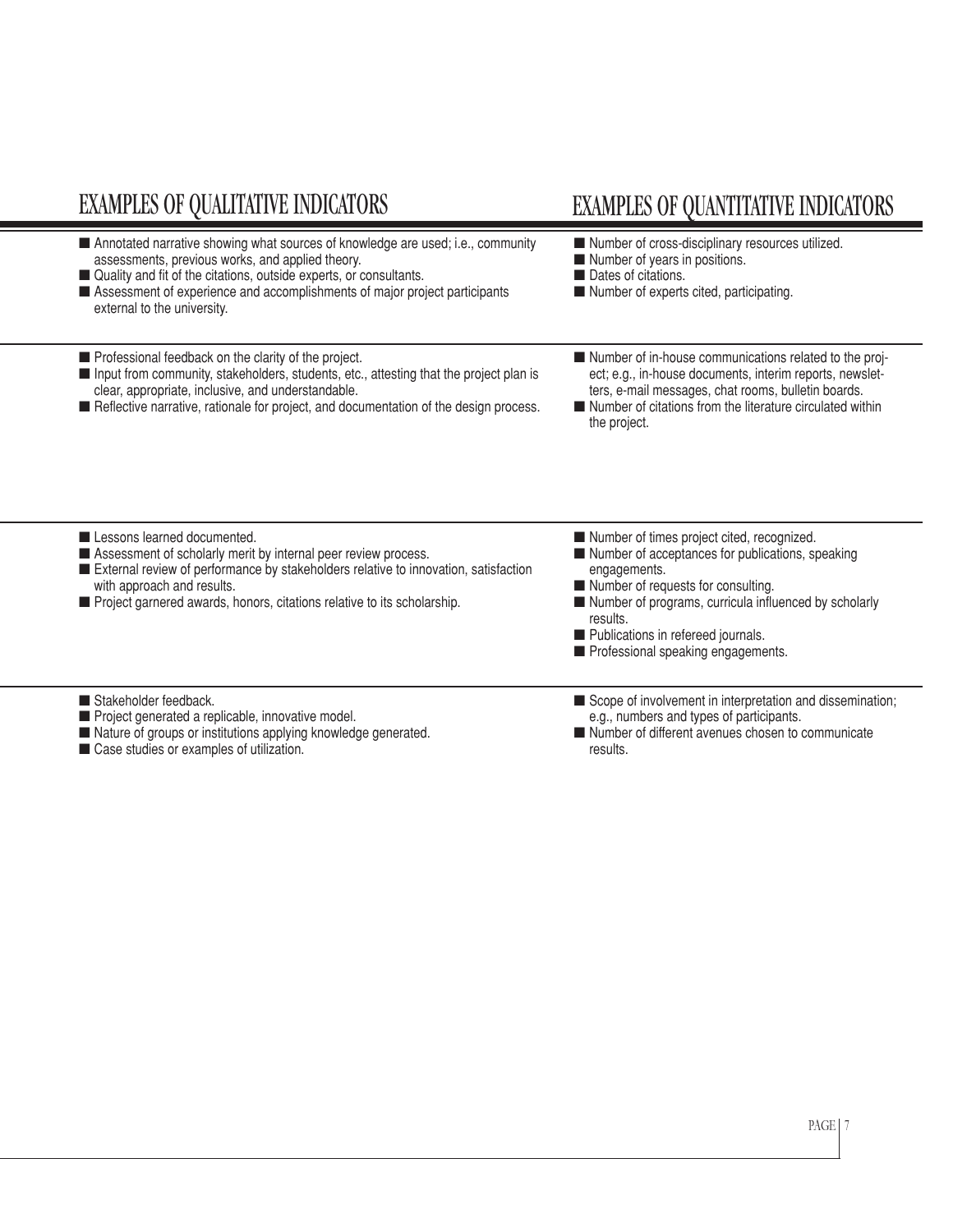| EXAMPLES OF QUALITATIVE INDICATORS | EXAMPLES OF QUANTITATIVE INDICATORS |
|---|---|
| ■ Annotated narrative showing what sources of knowledge are used; i.e., community assessments, previous works, and applied theory.<br>■ Quality and fit of the citations, outside experts, or consultants.<br>■ Assessment of experience and accomplishments of major project participants external to the university. | ■ Number of cross-disciplinary resources utilized.<br>■ Number of years in positions.<br>■ Dates of citations.<br>■ Number of experts cited, participating. |
| ■ Professional feedback on the clarity of the project.<br>■ Input from community, stakeholders, students, etc., attesting that the project plan is clear, appropriate, inclusive, and understandable.<br>■ Reflective narrative, rationale for project, and documentation of the design process. | ■ Number of in-house communications related to the project; e.g., in-house documents, interim reports, newsletters, e-mail messages, chat rooms, bulletin boards.<br>■ Number of citations from the literature circulated within the project. |
| ■ Lessons learned documented.<br>■ Assessment of scholarly merit by internal peer review process.<br>■ External review of performance by stakeholders relative to innovation, satisfaction with approach and results.<br>■ Project garnered awards, honors, citations relative to its scholarship. | ■ Number of times project cited, recognized.<br>■ Number of acceptances for publications, speaking engagements.<br>■ Number of requests for consulting.<br>■ Number of programs, curricula influenced by scholarly results.<br>■ Publications in refereed journals.<br>■ Professional speaking engagements. |
| ■ Stakeholder feedback.<br>■ Project generated a replicable, innovative model.<br>■ Nature of groups or institutions applying knowledge generated.<br>■ Case studies or examples of utilization. | ■ Scope of involvement in interpretation and dissemination; e.g., numbers and types of participants.<br>■ Number of different avenues chosen to communicate results. |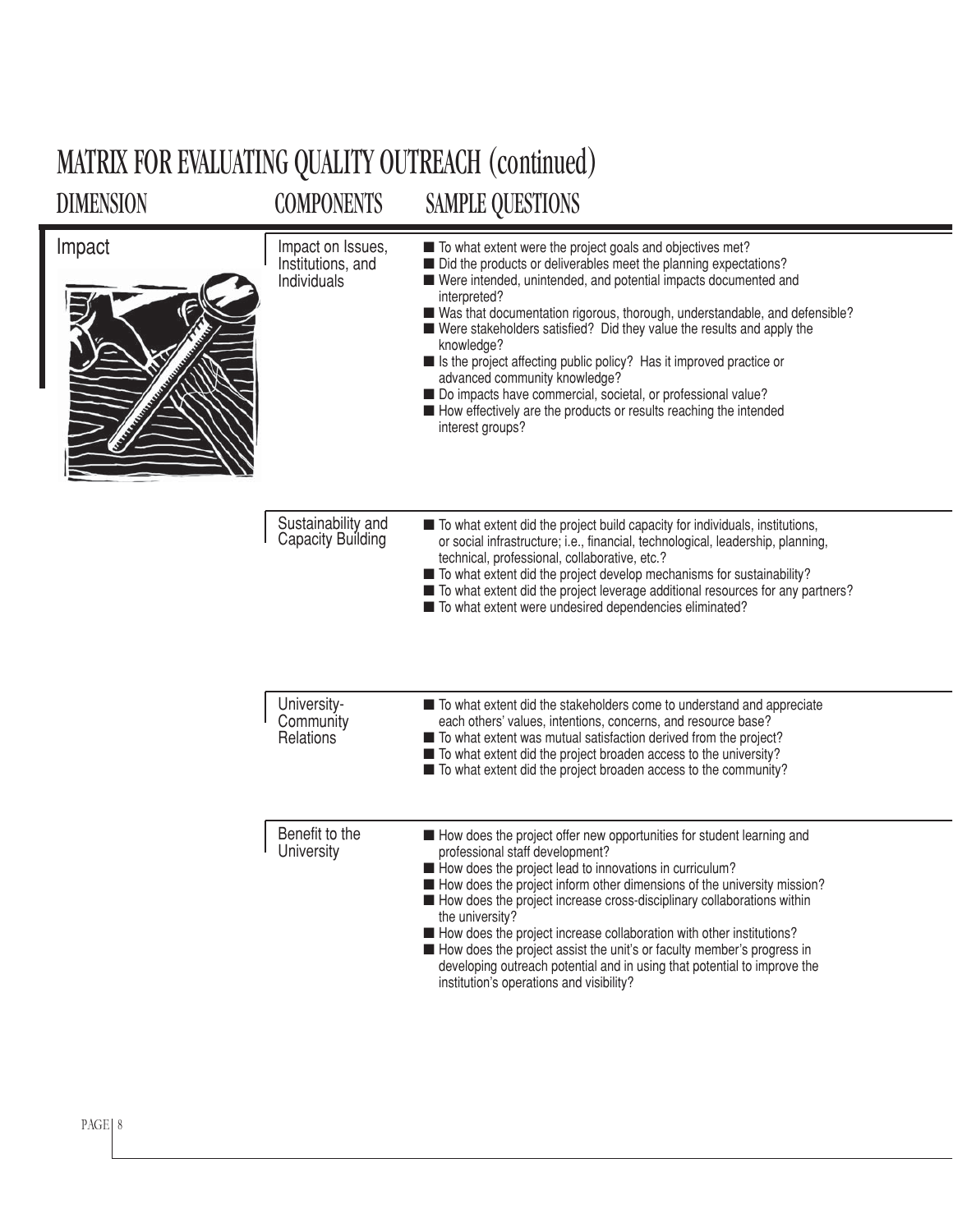# MATRIX FOR EVALUATING QUALITY OUTREACH (continued)

| DIMENSION | COMPONENTS | SAMPLE QUESTIONS |
|---|---|---|
| Impact | Impact on Issues, Institutions, and Individuals | ■ To what extent were the project goals and objectives met?<br>■ Did the products or deliverables meet the planning expectations?<br>■ Were intended, unintended, and potential impacts documented and interpreted?<br>■ Was that documentation rigorous, thorough, understandable, and defensible?<br>■ Were stakeholders satisfied? Did they value the results and apply the knowledge?<br>■ Is the project affecting public policy? Has it improved practice or advanced community knowledge?<br>■ Do impacts have commercial, societal, or professional value?<br>■ How effectively are the products or results reaching the intended interest groups? |
| | Sustainability and Capacity Building | ■ To what extent did the project build capacity for individuals, institutions, or social infrastructure; i.e., financial, technological, leadership, planning, technical, professional, collaborative, etc.?<br>■ To what extent did the project develop mechanisms for sustainability?<br>■ To what extent did the project leverage additional resources for any partners?<br>■ To what extent were undesired dependencies eliminated? |
| | University-Community Relations | ■ To what extent did the stakeholders come to understand and appreciate each others' values, intentions, concerns, and resource base?<br>■ To what extent was mutual satisfaction derived from the project?<br>■ To what extent did the project broaden access to the university?<br>■ To what extent did the project broaden access to the community? |
| | Benefit to the University | ■ How does the project offer new opportunities for student learning and professional staff development?<br>■ How does the project lead to innovations in curriculum?<br>■ How does the project inform other dimensions of the university mission?<br>■ How does the project increase cross-disciplinary collaborations within the university?<br>■ How does the project increase collaboration with other institutions?<br>■ How does the project assist the unit's or faculty member's progress in developing outreach potential and in using that potential to improve the institution's operations and visibility? |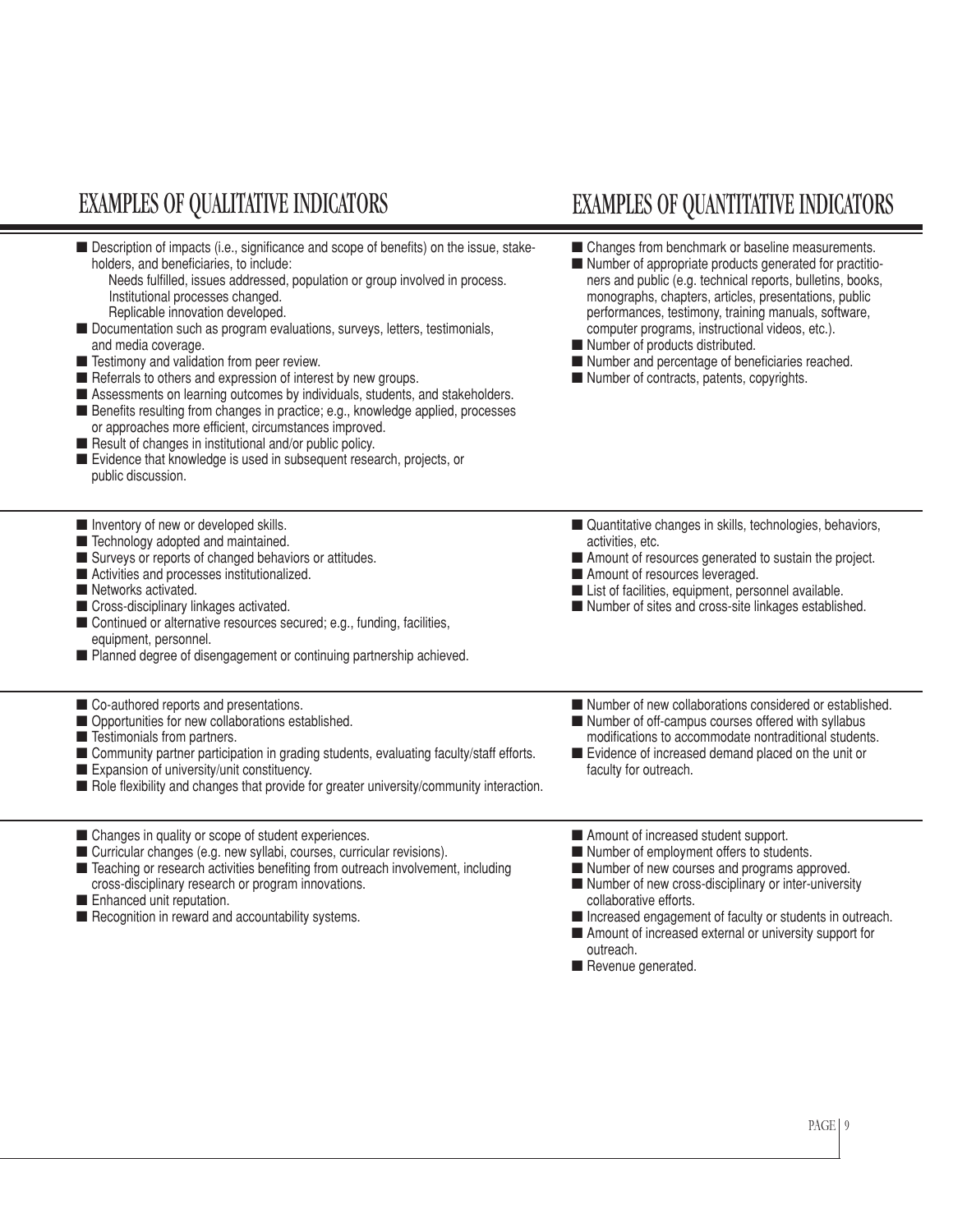| EXAMPLES OF QUALITATIVE INDICATORS | EXAMPLES OF QUANTITATIVE INDICATORS |
|---|---|
| ■ Description of impacts (i.e., significance and scope of benefits) on the issue, stakeholders, and beneficiaries, to include: Needs fulfilled, issues addressed, population or group involved in process. Institutional processes changed. Replicable innovation developed.<br>■ Documentation such as program evaluations, surveys, letters, testimonials, and media coverage.<br>■ Testimony and validation from peer review.<br>■ Referrals to others and expression of interest by new groups.<br>■ Assessments on learning outcomes by individuals, students, and stakeholders.<br>■ Benefits resulting from changes in practice; e.g., knowledge applied, processes or approaches more efficient, circumstances improved.<br>■ Result of changes in institutional and/or public policy.<br>■ Evidence that knowledge is used in subsequent research, projects, or public discussion. | ■ Changes from benchmark or baseline measurements.<br>■ Number of appropriate products generated for practitioners and public (e.g. technical reports, bulletins, books, monographs, chapters, articles, presentations, public performances, testimony, training manuals, software, computer programs, instructional videos, etc.).<br>■ Number of products distributed.<br>■ Number and percentage of beneficiaries reached.<br>■ Number of contracts, patents, copyrights. |
| ■ Inventory of new or developed skills.<br>■ Technology adopted and maintained.<br>■ Surveys or reports of changed behaviors or attitudes.<br>■ Activities and processes institutionalized.<br>■ Networks activated.<br>■ Cross-disciplinary linkages activated.<br>■ Continued or alternative resources secured; e.g., funding, facilities, equipment, personnel.<br>■ Planned degree of disengagement or continuing partnership achieved. | ■ Quantitative changes in skills, technologies, behaviors, activities, etc.<br>■ Amount of resources generated to sustain the project.<br>■ Amount of resources leveraged.<br>■ List of facilities, equipment, personnel available.<br>■ Number of sites and cross-site linkages established. |
| ■ Co-authored reports and presentations.<br>■ Opportunities for new collaborations established.<br>■ Testimonials from partners.<br>■ Community partner participation in grading students, evaluating faculty/staff efforts.<br>■ Expansion of university/unit constituency.<br>■ Role flexibility and changes that provide for greater university/community interaction. | ■ Number of new collaborations considered or established.<br>■ Number of off-campus courses offered with syllabus modifications to accommodate nontraditional students.<br>■ Evidence of increased demand placed on the unit or faculty for outreach. |
| ■ Changes in quality or scope of student experiences.<br>■ Curricular changes (e.g. new syllabi, courses, curricular revisions).<br>■ Teaching or research activities benefiting from outreach involvement, including cross-disciplinary research or program innovations.<br>■ Enhanced unit reputation.<br>■ Recognition in reward and accountability systems. | ■ Amount of increased student support.<br>■ Number of employment offers to students.<br>■ Number of new courses and programs approved.<br>■ Number of new cross-disciplinary or inter-university collaborative efforts.<br>■ Increased engagement of faculty or students in outreach.<br>■ Amount of increased external or university support for outreach.<br>■ Revenue generated. |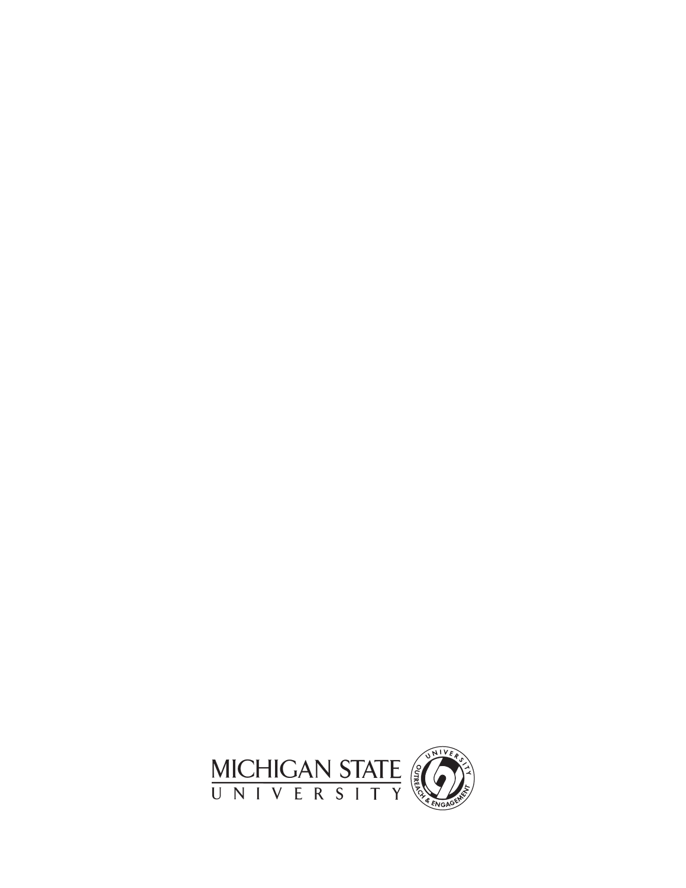MICHIGAN STATE UNIVERSITY

UNIVERSITY OUTREACH & ENGAGEMENT